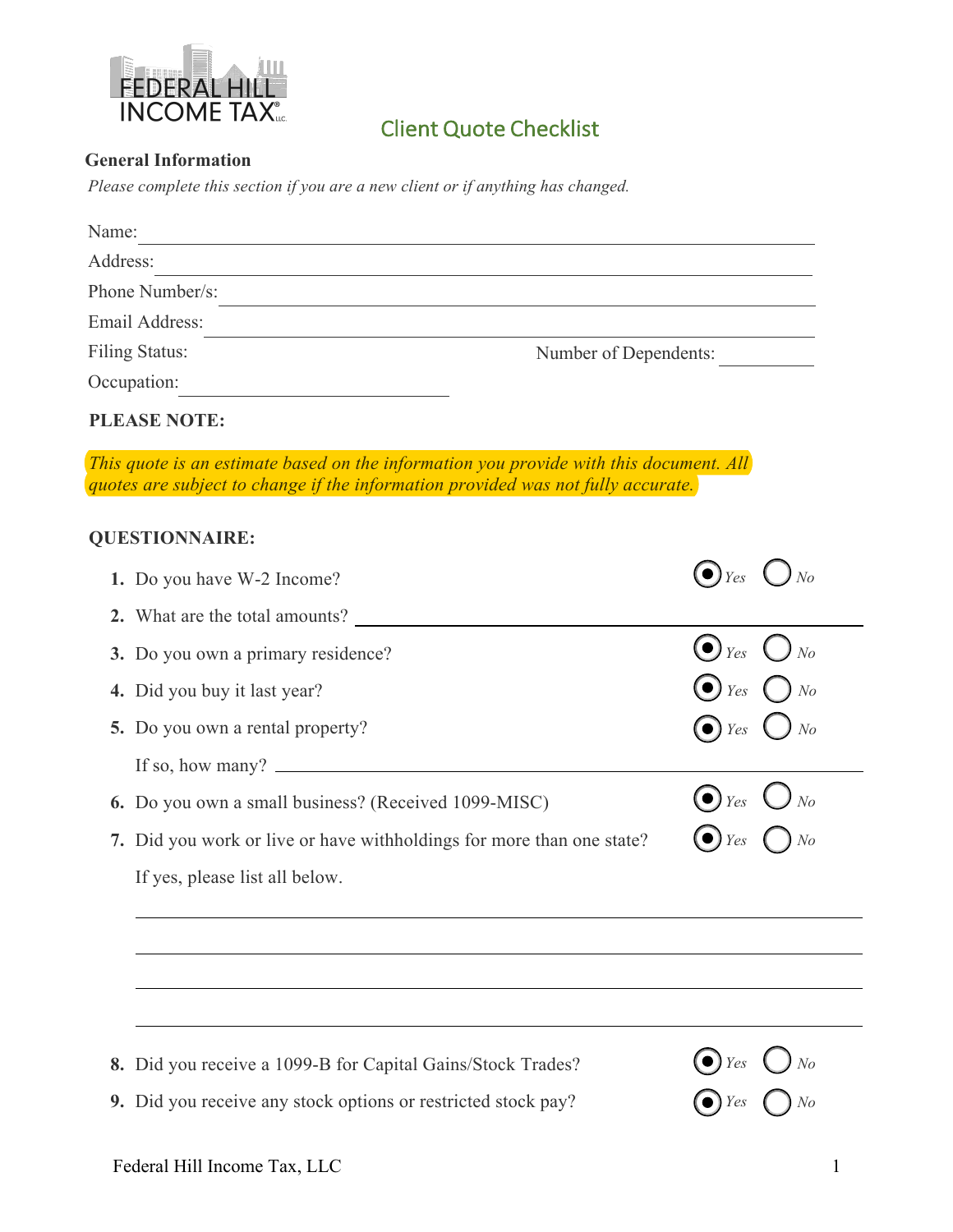FEDERAL HILL INCOME TAX LLC

# Client Quote Checklist

**General Information**

*Please complete this section if you are a new client or if anything has changed.*

Name: ______________________________

Address: ______________________________

Phone Number/s: ______________________________

Email Address: ______________________________

Filing Status: Number of Dependents: __________

Occupation: ______________________________

**PLEASE NOTE:**

*This quote is an estimate based on the information you provide with this document. All quotes are subject to change if the information provided was not fully accurate.*

**QUESTIONNAIRE:**

1. Do you have W-2 Income? ◉ *Yes* ○ *No*
2. What are the total amounts? ______________________________
3. Do you own a primary residence? ◉ *Yes* ○ *No*
4. Did you buy it last year? ◉ *Yes* ○ *No*
5. Do you own a rental property? ◉ *Yes* ○ *No*

   If so, how many? ______________________________
6. Do you own a small business? (Received 1099-MISC) ◉ *Yes* ○ *No*
7. Did you work or live or have withholdings for more than one state? ◉ *Yes* ○ *No*

   If yes, please list all below.

   ______________________________

   ______________________________

   ______________________________

   ______________________________
8. Did you receive a 1099-B for Capital Gains/Stock Trades? ◉ *Yes* ○ *No*
9. Did you receive any stock options or restricted stock pay? ◉ *Yes* ○ *No*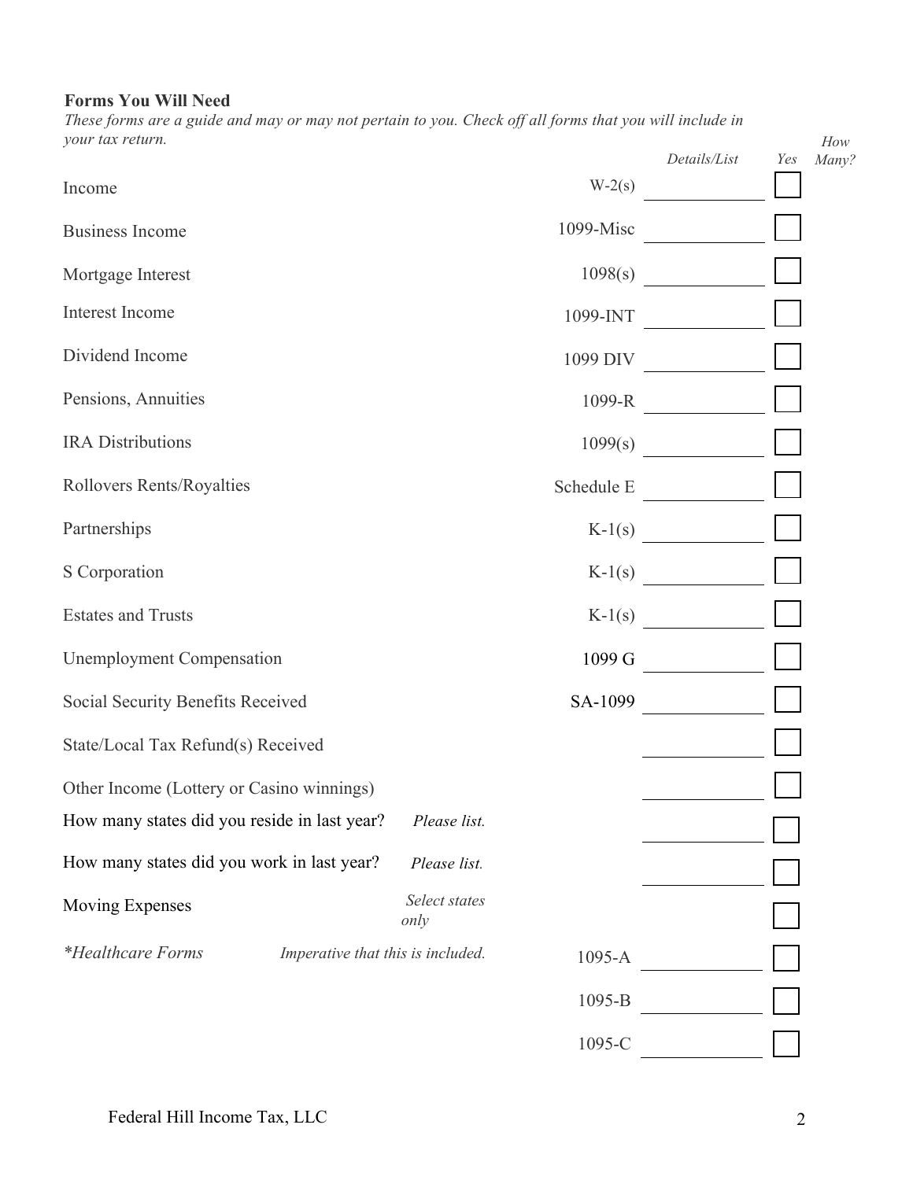**Forms You Will Need**

*These forms are a guide and may or may not pertain to you. Check off all forms that you will include in your tax return.*

| | | Form | *Details/List* | *Yes* | *How Many?* |
|---|---|---|---|---|---|
| Income | | W-2(s) | | ☐ | |
| Business Income | | 1099-Misc | | ☐ | |
| Mortgage Interest | | 1098(s) | | ☐ | |
| Interest Income | | 1099-INT | | ☐ | |
| Dividend Income | | 1099 DIV | | ☐ | |
| Pensions, Annuities | | 1099-R | | ☐ | |
| IRA Distributions | | 1099(s) | | ☐ | |
| Rollovers Rents/Royalties | | Schedule E | | ☐ | |
| Partnerships | | K-1(s) | | ☐ | |
| S Corporation | | K-1(s) | | ☐ | |
| Estates and Trusts | | K-1(s) | | ☐ | |
| Unemployment Compensation | | 1099 G | | ☐ | |
| Social Security Benefits Received | | SA-1099 | | ☐ | |
| State/Local Tax Refund(s) Received | | | | ☐ | |
| Other Income (Lottery or Casino winnings) | | | | ☐ | |
| How many states did you reside in last year? | *Please list.* | | | ☐ | |
| How many states did you work in last year? | *Please list.* | | | ☐ | |
| Moving Expenses | *Select states only* | | | ☐ | |
| *\*Healthcare Forms* | *Imperative that this is included.* | 1095-A | | ☐ | |
| | | 1095-B | | ☐ | |
| | | 1095-C | | ☐ | |

Federal Hill Income Tax, LLC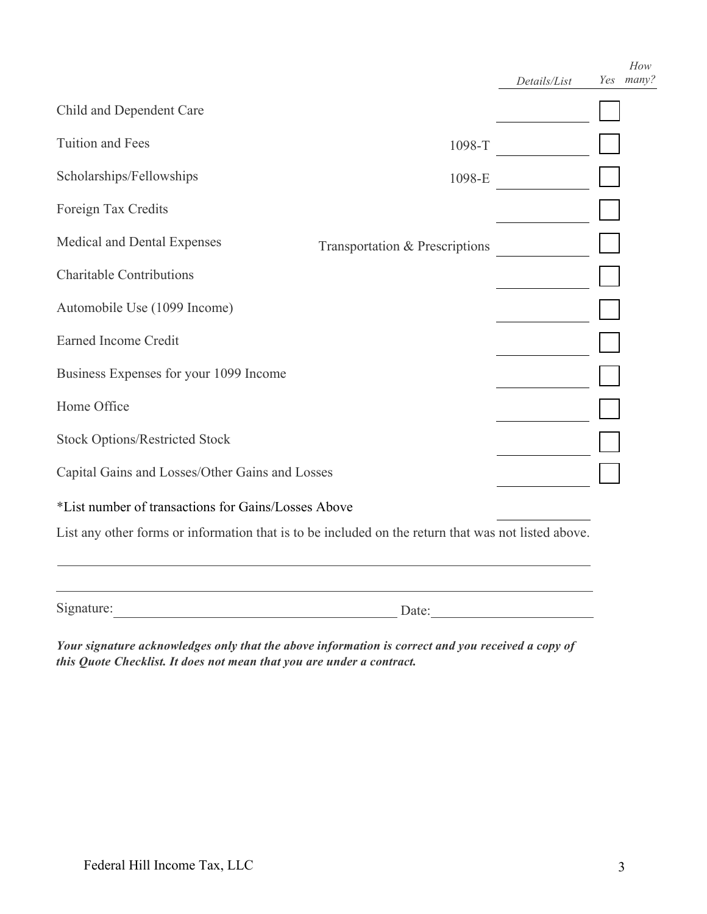| | | Details/List | Yes | How many? |
|---|---|---|---|---|
| Child and Dependent Care | | | ☐ | |
| Tuition and Fees | 1098-T | | ☐ | |
| Scholarships/Fellowships | 1098-E | | ☐ | |
| Foreign Tax Credits | | | ☐ | |
| Medical and Dental Expenses | Transportation & Prescriptions | | ☐ | |
| Charitable Contributions | | | ☐ | |
| Automobile Use (1099 Income) | | | ☐ | |
| Earned Income Credit | | | ☐ | |
| Business Expenses for your 1099 Income | | | ☐ | |
| Home Office | | | ☐ | |
| Stock Options/Restricted Stock | | | ☐ | |
| Capital Gains and Losses/Other Gains and Losses | | | ☐ | |
| *List number of transactions for Gains/Losses Above | | | | |

List any other forms or information that is to be included on the return that was not listed above.

_______________________________________________________________________________

_______________________________________________________________________________

Signature: ______________________________________ Date: ______________________

***Your signature acknowledges only that the above information is correct and you received a copy of this Quote Checklist. It does not mean that you are under a contract.***